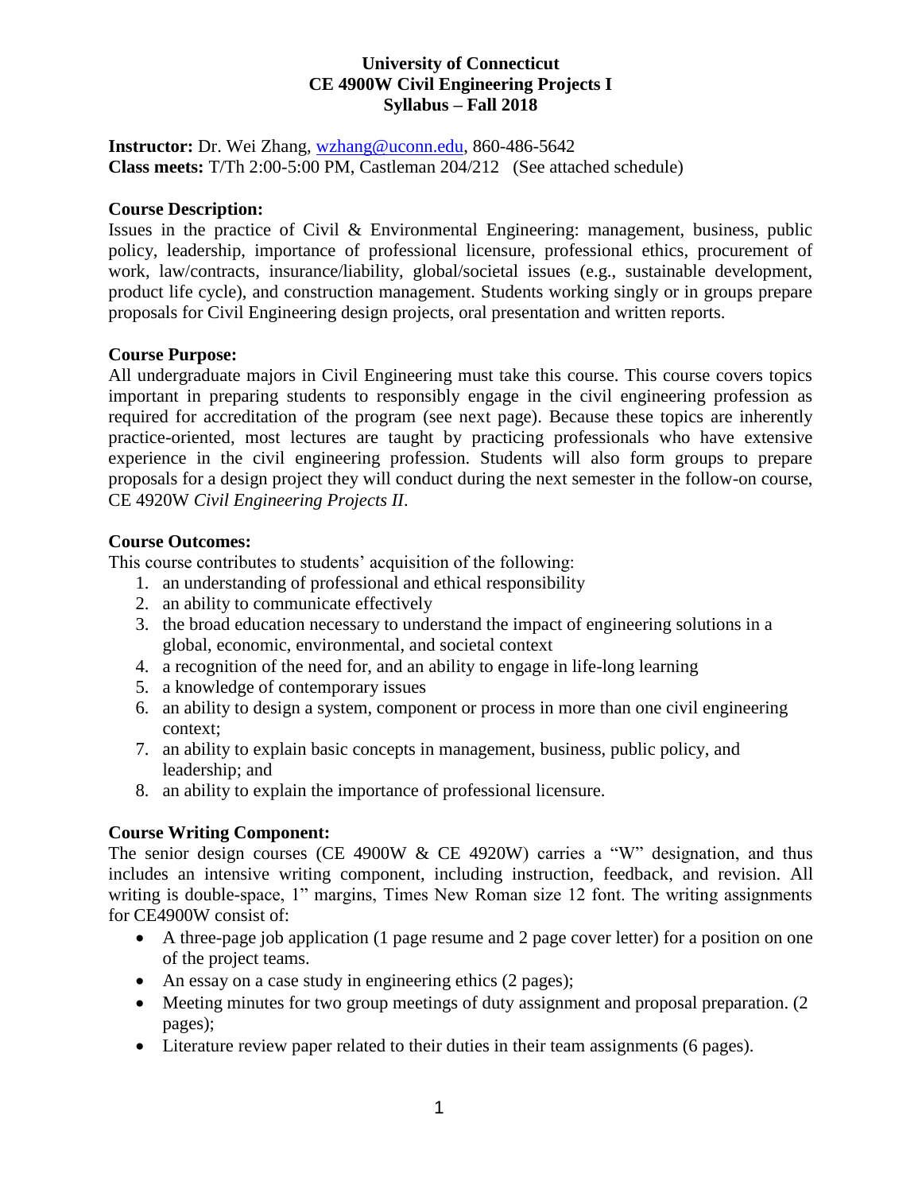# University of Connecticut
# CE 4900W Civil Engineering Projects I
# Syllabus – Fall 2018

**Instructor:** Dr. Wei Zhang, wzhang@uconn.edu, 860-486-5642
**Class meets:** T/Th 2:00-5:00 PM, Castleman 204/212 (See attached schedule)

## Course Description:

Issues in the practice of Civil & Environmental Engineering: management, business, public policy, leadership, importance of professional licensure, professional ethics, procurement of work, law/contracts, insurance/liability, global/societal issues (e.g., sustainable development, product life cycle), and construction management. Students working singly or in groups prepare proposals for Civil Engineering design projects, oral presentation and written reports.

## Course Purpose:

All undergraduate majors in Civil Engineering must take this course. This course covers topics important in preparing students to responsibly engage in the civil engineering profession as required for accreditation of the program (see next page). Because these topics are inherently practice-oriented, most lectures are taught by practicing professionals who have extensive experience in the civil engineering profession. Students will also form groups to prepare proposals for a design project they will conduct during the next semester in the follow-on course, CE 4920W *Civil Engineering Projects II*.

## Course Outcomes:

This course contributes to students' acquisition of the following:

1. an understanding of professional and ethical responsibility
2. an ability to communicate effectively
3. the broad education necessary to understand the impact of engineering solutions in a global, economic, environmental, and societal context
4. a recognition of the need for, and an ability to engage in life-long learning
5. a knowledge of contemporary issues
6. an ability to design a system, component or process in more than one civil engineering context;
7. an ability to explain basic concepts in management, business, public policy, and leadership; and
8. an ability to explain the importance of professional licensure.

## Course Writing Component:

The senior design courses (CE 4900W & CE 4920W) carries a "W" designation, and thus includes an intensive writing component, including instruction, feedback, and revision. All writing is double-space, 1" margins, Times New Roman size 12 font. The writing assignments for CE4900W consist of:

- A three-page job application (1 page resume and 2 page cover letter) for a position on one of the project teams.
- An essay on a case study in engineering ethics (2 pages);
- Meeting minutes for two group meetings of duty assignment and proposal preparation. (2 pages);
- Literature review paper related to their duties in their team assignments (6 pages).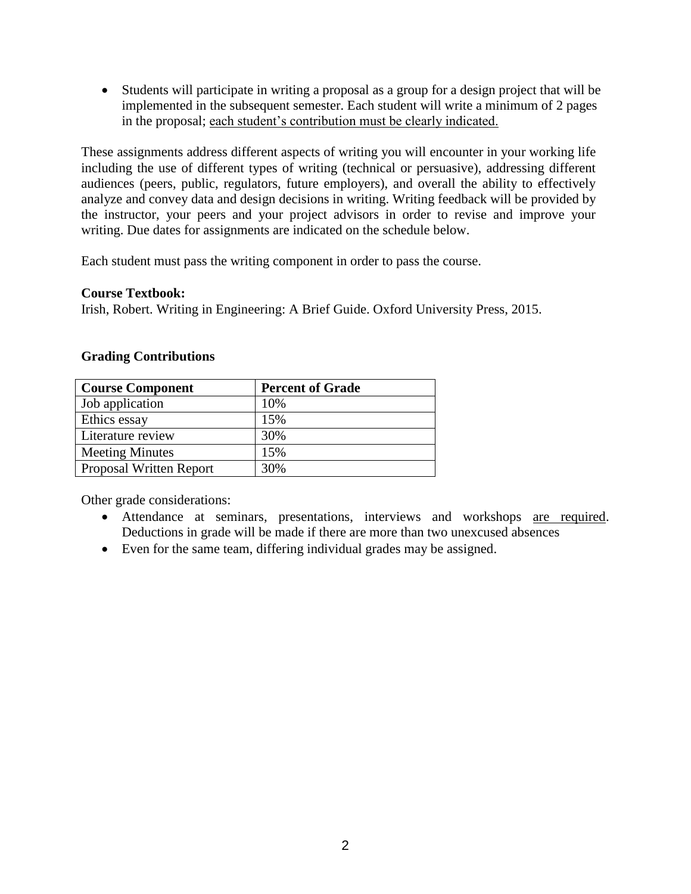- Students will participate in writing a proposal as a group for a design project that will be implemented in the subsequent semester. Each student will write a minimum of 2 pages in the proposal; each student's contribution must be clearly indicated.

These assignments address different aspects of writing you will encounter in your working life including the use of different types of writing (technical or persuasive), addressing different audiences (peers, public, regulators, future employers), and overall the ability to effectively analyze and convey data and design decisions in writing. Writing feedback will be provided by the instructor, your peers and your project advisors in order to revise and improve your writing. Due dates for assignments are indicated on the schedule below.

Each student must pass the writing component in order to pass the course.

**Course Textbook:**
Irish, Robert. Writing in Engineering: A Brief Guide. Oxford University Press, 2015.

**Grading Contributions**

| Course Component | Percent of Grade |
| --- | --- |
| Job application | 10% |
| Ethics essay | 15% |
| Literature review | 30% |
| Meeting Minutes | 15% |
| Proposal Written Report | 30% |

Other grade considerations:

- Attendance at seminars, presentations, interviews and workshops are required. Deductions in grade will be made if there are more than two unexcused absences
- Even for the same team, differing individual grades may be assigned.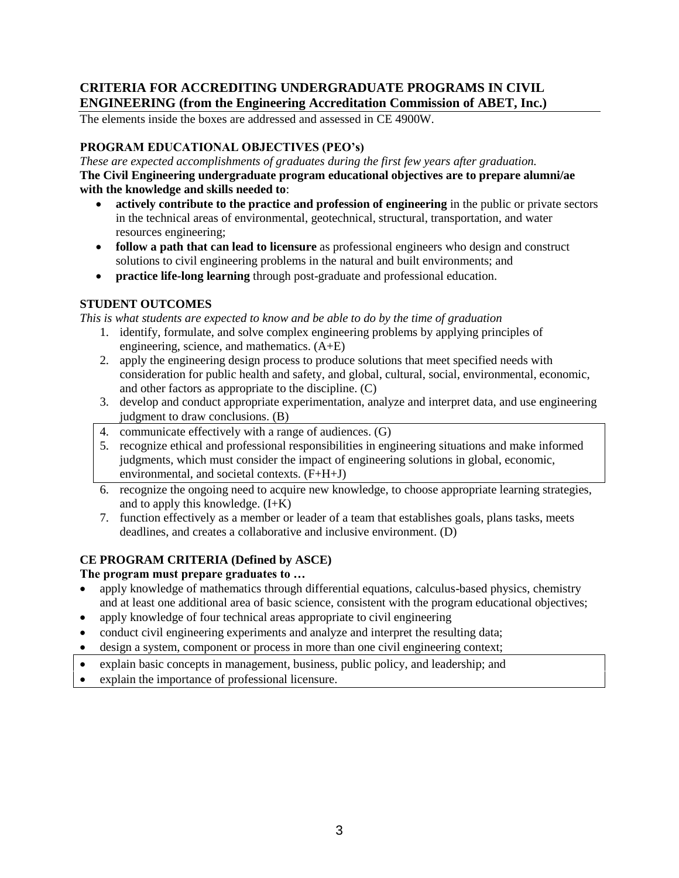## CRITERIA FOR ACCREDITING UNDERGRADUATE PROGRAMS IN CIVIL ENGINEERING (from the Engineering Accreditation Commission of ABET, Inc.)

The elements inside the boxes are addressed and assessed in CE 4900W.

### PROGRAM EDUCATIONAL OBJECTIVES (PEO's)

*These are expected accomplishments of graduates during the first few years after graduation.*

**The Civil Engineering undergraduate program educational objectives are to prepare alumni/ae with the knowledge and skills needed to**:

- **actively contribute to the practice and profession of engineering** in the public or private sectors in the technical areas of environmental, geotechnical, structural, transportation, and water resources engineering;
- **follow a path that can lead to licensure** as professional engineers who design and construct solutions to civil engineering problems in the natural and built environments; and
- **practice life-long learning** through post-graduate and professional education.

### STUDENT OUTCOMES

*This is what students are expected to know and be able to do by the time of graduation*

1. identify, formulate, and solve complex engineering problems by applying principles of engineering, science, and mathematics. (A+E)
2. apply the engineering design process to produce solutions that meet specified needs with consideration for public health and safety, and global, cultural, social, environmental, economic, and other factors as appropriate to the discipline. (C)
3. develop and conduct appropriate experimentation, analyze and interpret data, and use engineering judgment to draw conclusions. (B)
4. communicate effectively with a range of audiences. (G)
5. recognize ethical and professional responsibilities in engineering situations and make informed judgments, which must consider the impact of engineering solutions in global, economic, environmental, and societal contexts. (F+H+J)
6. recognize the ongoing need to acquire new knowledge, to choose appropriate learning strategies, and to apply this knowledge. (I+K)
7. function effectively as a member or leader of a team that establishes goals, plans tasks, meets deadlines, and creates a collaborative and inclusive environment. (D)

### CE PROGRAM CRITERIA (Defined by ASCE)

**The program must prepare graduates to …**

- apply knowledge of mathematics through differential equations, calculus-based physics, chemistry and at least one additional area of basic science, consistent with the program educational objectives;
- apply knowledge of four technical areas appropriate to civil engineering
- conduct civil engineering experiments and analyze and interpret the resulting data;
- design a system, component or process in more than one civil engineering context;
- explain basic concepts in management, business, public policy, and leadership; and
- explain the importance of professional licensure.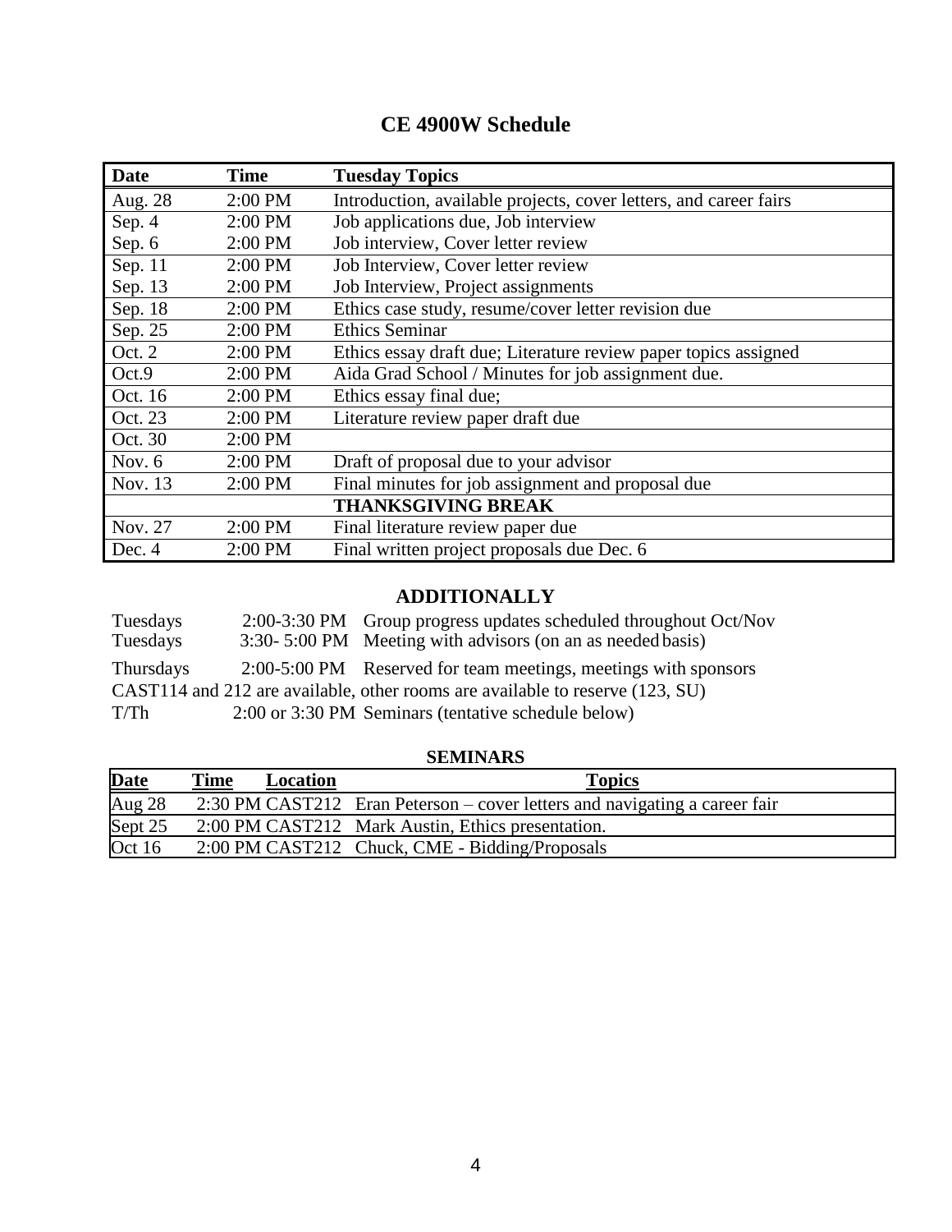# CE 4900W Schedule

| Date | Time | Tuesday Topics |
|---|---|---|
| Aug. 28 | 2:00 PM | Introduction, available projects, cover letters, and career fairs |
| Sep. 4 | 2:00 PM | Job applications due, Job interview |
| Sep. 6 | 2:00 PM | Job interview, Cover letter review |
| Sep. 11 | 2:00 PM | Job Interview, Cover letter review |
| Sep. 13 | 2:00 PM | Job Interview, Project assignments |
| Sep. 18 | 2:00 PM | Ethics case study, resume/cover letter revision due |
| Sep. 25 | 2:00 PM | Ethics Seminar |
| Oct. 2 | 2:00 PM | Ethics essay draft due; Literature review paper topics assigned |
| Oct.9 | 2:00 PM | Aida Grad School / Minutes for job assignment due. |
| Oct. 16 | 2:00 PM | Ethics essay final due; |
| Oct. 23 | 2:00 PM | Literature review paper draft due |
| Oct. 30 | 2:00 PM | |
| Nov. 6 | 2:00 PM | Draft of proposal due to your advisor |
| Nov. 13 | 2:00 PM | Final minutes for job assignment and proposal due |
| | | **THANKSGIVING BREAK** |
| Nov. 27 | 2:00 PM | Final literature review paper due |
| Dec. 4 | 2:00 PM | Final written project proposals due Dec. 6 |

## ADDITIONALLY

Tuesdays 2:00-3:30 PM Group progress updates scheduled throughout Oct/Nov
Tuesdays 3:30- 5:00 PM Meeting with advisors (on an as needed basis)

Thursdays 2:00-5:00 PM Reserved for team meetings, meetings with sponsors
CAST114 and 212 are available, other rooms are available to reserve (123, SU)
T/Th 2:00 or 3:30 PM Seminars (tentative schedule below)

### SEMINARS

| Date | Time | Location | Topics |
|---|---|---|---|
| Aug 28 | 2:30 PM | CAST212 | Eran Peterson – cover letters and navigating a career fair |
| Sept 25 | 2:00 PM | CAST212 | Mark Austin, Ethics presentation. |
| Oct 16 | 2:00 PM | CAST212 | Chuck, CME - Bidding/Proposals |